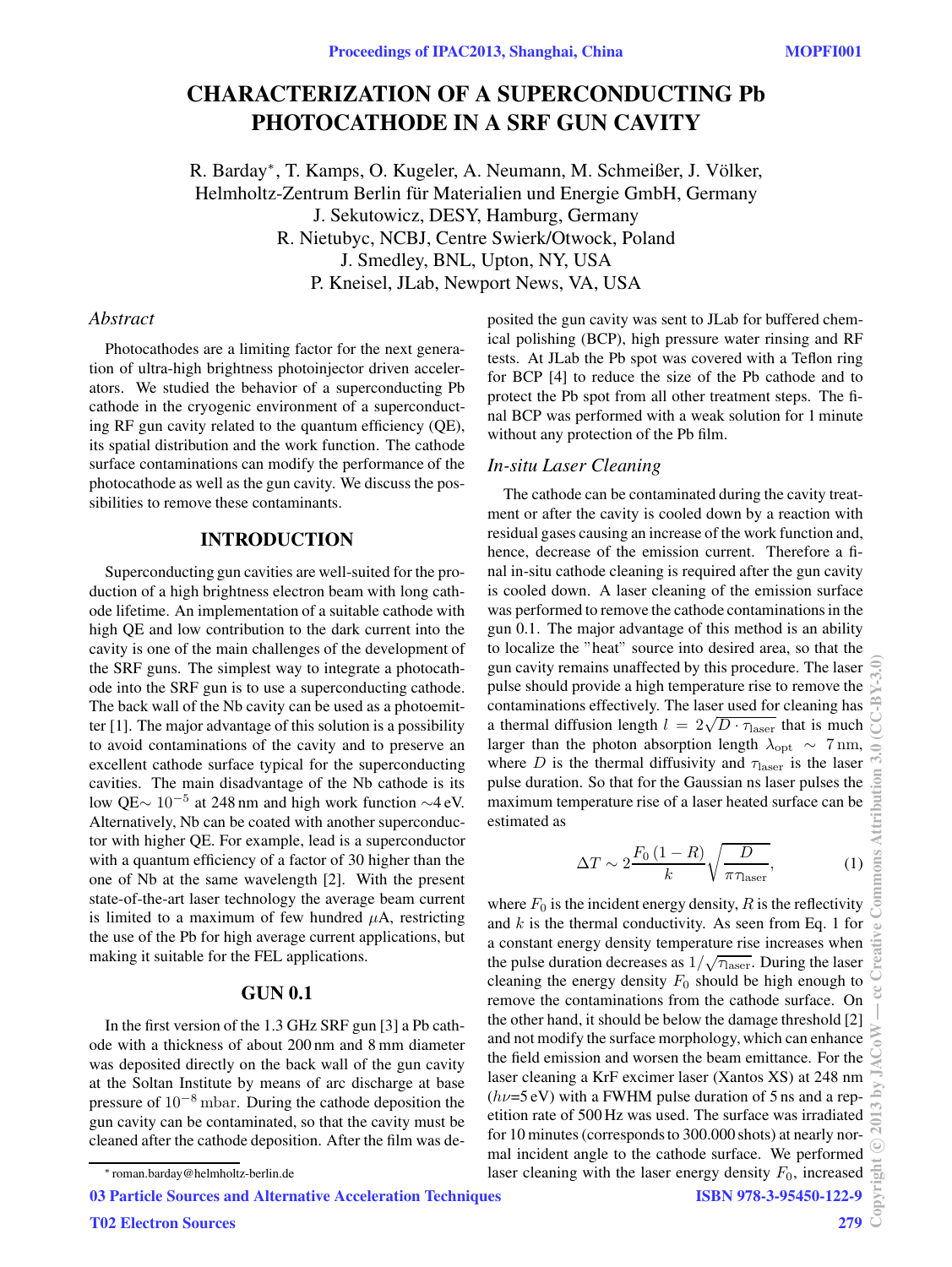# CHARACTERIZATION OF A SUPERCONDUCTING Pb PHOTOCATHODE IN A SRF GUN CAVITY

R. Barday*, T. Kamps, O. Kugeler, A. Neumann, M. Schmeißer, J. Völker, Helmholtz-Zentrum Berlin für Materialien und Energie GmbH, Germany
J. Sekutowicz, DESY, Hamburg, Germany
R. Nietubyc, NCBJ, Centre Swierk/Otwock, Poland
J. Smedley, BNL, Upton, NY, USA
P. Kneisel, JLab, Newport News, VA, USA

## *Abstract*

Photocathodes are a limiting factor for the next generation of ultra-high brightness photoinjector driven accelerators. We studied the behavior of a superconducting Pb cathode in the cryogenic environment of a superconducting RF gun cavity related to the quantum efficiency (QE), its spatial distribution and the work function. The cathode surface contaminations can modify the performance of the photocathode as well as the gun cavity. We discuss the possibilities to remove these contaminants.

## INTRODUCTION

Superconducting gun cavities are well-suited for the production of a high brightness electron beam with long cathode lifetime. An implementation of a suitable cathode with high QE and low contribution to the dark current into the cavity is one of the main challenges of the development of the SRF guns. The simplest way to integrate a photocathode into the SRF gun is to use a superconducting cathode. The back wall of the Nb cavity can be used as a photoemitter [1]. The major advantage of this solution is a possibility to avoid contaminations of the cavity and to preserve an excellent cathode surface typical for the superconducting cavities. The main disadvantage of the Nb cathode is its low QE$\sim 10^{-5}$ at 248 nm and high work function $\sim$4 eV. Alternatively, Nb can be coated with another superconductor with higher QE. For example, lead is a superconductor with a quantum efficiency of a factor of 30 higher than the one of Nb at the same wavelength [2]. With the present state-of-the-art laser technology the average beam current is limited to a maximum of few hundred $\mu$A, restricting the use of the Pb for high average current applications, but making it suitable for the FEL applications.

## GUN 0.1

In the first version of the 1.3 GHz SRF gun [3] a Pb cathode with a thickness of about 200 nm and 8 mm diameter was deposited directly on the back wall of the gun cavity at the Soltan Institute by means of arc discharge at base pressure of $10^{-8}$ mbar. During the cathode deposition the gun cavity can be contaminated, so that the cavity must be cleaned after the cathode deposition. After the film was deposited the gun cavity was sent to JLab for buffered chemical polishing (BCP), high pressure water rinsing and RF tests. At JLab the Pb spot was covered with a Teflon ring for BCP [4] to reduce the size of the Pb cathode and to protect the Pb spot from all other treatment steps. The final BCP was performed with a weak solution for 1 minute without any protection of the Pb film.

### *In-situ Laser Cleaning*

The cathode can be contaminated during the cavity treatment or after the cavity is cooled down by a reaction with residual gases causing an increase of the work function and, hence, decrease of the emission current. Therefore a final in-situ cathode cleaning is required after the gun cavity is cooled down. A laser cleaning of the emission surface was performed to remove the cathode contaminations in the gun 0.1. The major advantage of this method is an ability to localize the "heat" source into desired area, so that the gun cavity remains unaffected by this procedure. The laser pulse should provide a high temperature rise to remove the contaminations effectively. The laser used for cleaning has a thermal diffusion length $l = 2\sqrt{D \cdot \tau_{\mathrm{laser}}}$ that is much larger than the photon absorption length $\lambda_{\mathrm{opt}} \sim 7\,\mathrm{nm}$, where $D$ is the thermal diffusivity and $\tau_{\mathrm{laser}}$ is the laser pulse duration. So that for the Gaussian ns laser pulses the maximum temperature rise of a laser heated surface can be estimated as

$$\Delta T \sim 2\frac{F_0\,(1-R)}{k}\sqrt{\frac{D}{\pi\tau_{\mathrm{laser}}}}, \tag{1}$$

where $F_0$ is the incident energy density, $R$ is the reflectivity and $k$ is the thermal conductivity. As seen from Eq. 1 for a constant energy density temperature rise increases when the pulse duration decreases as $1/\sqrt{\tau_{\mathrm{laser}}}$. During the laser cleaning the energy density $F_0$ should be high enough to remove the contaminations from the cathode surface. On the other hand, it should be below the damage threshold [2] and not modify the surface morphology, which can enhance the field emission and worsen the beam emittance. For the laser cleaning a KrF excimer laser (Xantos XS) at 248 nm ($h\nu$=5 eV) with a FWHM pulse duration of 5 ns and a repetition rate of 500 Hz was used. The surface was irradiated for 10 minutes (corresponds to 300.000 shots) at nearly normal incident angle to the cathode surface. We performed laser cleaning with the laser energy density $F_0$, increased

---

* roman.barday@helmholtz-berlin.de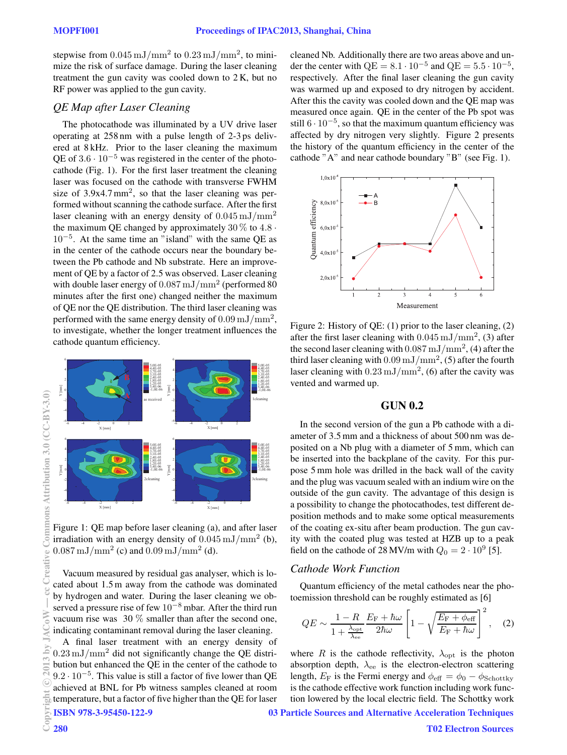stepwise from $0.045\,\mathrm{mJ/mm^2}$ to $0.23\,\mathrm{mJ/mm^2}$, to minimize the risk of surface damage. During the laser cleaning treatment the gun cavity was cooled down to 2 K, but no RF power was applied to the gun cavity.

### *QE Map after Laser Cleaning*

The photocathode was illuminated by a UV drive laser operating at 258 nm with a pulse length of 2-3 ps delivered at 8 kHz. Prior to the laser cleaning the maximum QE of $3.6 \cdot 10^{-5}$ was registered in the center of the photocathode (Fig. 1). For the first laser treatment the cleaning laser was focused on the cathode with transverse FWHM size of $3.9\text{x}4.7\,\mathrm{mm^2}$, so that the laser cleaning was performed without scanning the cathode surface. After the first laser cleaning with an energy density of $0.045\,\mathrm{mJ/mm^2}$ the maximum QE changed by approximately 30 % to $4.8 \cdot 10^{-5}$. At the same time an "island" with the same QE as in the center of the cathode occurs near the boundary between the Pb cathode and Nb substrate. Here an improvement of QE by a factor of 2.5 was observed. Laser cleaning with double laser energy of $0.087\,\mathrm{mJ/mm^2}$ (performed 80 minutes after the first one) changed neither the maximum of QE nor the QE distribution. The third laser cleaning was performed with the same energy density of $0.09\,\mathrm{mJ/mm^2}$, to investigate, whether the longer treatment influences the cathode quantum efficiency.

Figure 1: QE map before laser cleaning (a), and after laser irradiation with an energy density of $0.045\,\mathrm{mJ/mm^2}$ (b), $0.087\,\mathrm{mJ/mm^2}$ (c) and $0.09\,\mathrm{mJ/mm^2}$ (d).

Vacuum measured by residual gas analyser, which is located about 1.5 m away from the cathode was dominated by hydrogen and water. During the laser cleaning we observed a pressure rise of few $10^{-8}$ mbar. After the third run vacuum rise was 30 % smaller than after the second one, indicating contaminant removal during the laser cleaning.

A final laser treatment with an energy density of $0.23\,\mathrm{mJ/mm^2}$ did not significantly change the QE distribution but enhanced the QE in the center of the cathode to $9.2 \cdot 10^{-5}$. This value is still a factor of five lower than QE achieved at BNL for Pb witness samples cleaned at room temperature, but a factor of five higher than the QE for laser cleaned Nb. Additionally there are two areas above and under the center with $\mathrm{QE} = 8.1 \cdot 10^{-5}$ and $\mathrm{QE} = 5.5 \cdot 10^{-5}$, respectively. After the final laser cleaning the gun cavity was warmed up and exposed to dry nitrogen by accident. After this the cavity was cooled down and the QE map was measured once again. QE in the center of the Pb spot was still $6 \cdot 10^{-5}$, so that the maximum quantum efficiency was affected by dry nitrogen very slightly. Figure 2 presents the history of the quantum efficiency in the center of the cathode "A" and near cathode boundary "B" (see Fig. 1).

Figure 2: History of QE: (1) prior to the laser cleaning, (2) after the first laser cleaning with $0.045\,\mathrm{mJ/mm^2}$, (3) after the second laser cleaning with $0.087\,\mathrm{mJ/mm^2}$, (4) after the third laser cleaning with $0.09\,\mathrm{mJ/mm^2}$, (5) after the fourth laser cleaning with $0.23\,\mathrm{mJ/mm^2}$, (6) after the cavity was vented and warmed up.

## GUN 0.2

In the second version of the gun a Pb cathode with a diameter of 3.5 mm and a thickness of about 500 nm was deposited on a Nb plug with a diameter of 5 mm, which can be inserted into the backplane of the cavity. For this purpose 5 mm hole was drilled in the back wall of the cavity and the plug was vacuum sealed with an indium wire on the outside of the gun cavity. The advantage of this design is a possibility to change the photocathodes, test different deposition methods and to make some optical measurements of the coating ex-situ after beam production. The gun cavity with the coated plug was tested at HZB up to a peak field on the cathode of 28 MV/m with $Q_0 = 2 \cdot 10^9$ [5].

### *Cathode Work Function*

Quantum efficiency of the metal cathodes near the photoemission threshold can be roughly estimated as [6]

$$QE \sim \frac{1-R}{1+\frac{\lambda_{\mathrm{opt}}}{\lambda_{\mathrm{ee}}}} \frac{E_{\mathrm{F}}+\hbar\omega}{2\hbar\omega}\left[1-\sqrt{\frac{E_{\mathrm{F}}+\phi_{\mathrm{eff}}}{E_{\mathrm{F}}+\hbar\omega}}\right]^2, \quad (2)$$

where $R$ is the cathode reflectivity, $\lambda_{\mathrm{opt}}$ is the photon absorption depth, $\lambda_{\mathrm{ee}}$ is the electron-electron scattering length, $E_{\mathrm{F}}$ is the Fermi energy and $\phi_{\mathrm{eff}} = \phi_0 - \phi_{\mathrm{Schottky}}$ is the cathode effective work function including work function lowered by the local electric field. The Schottky work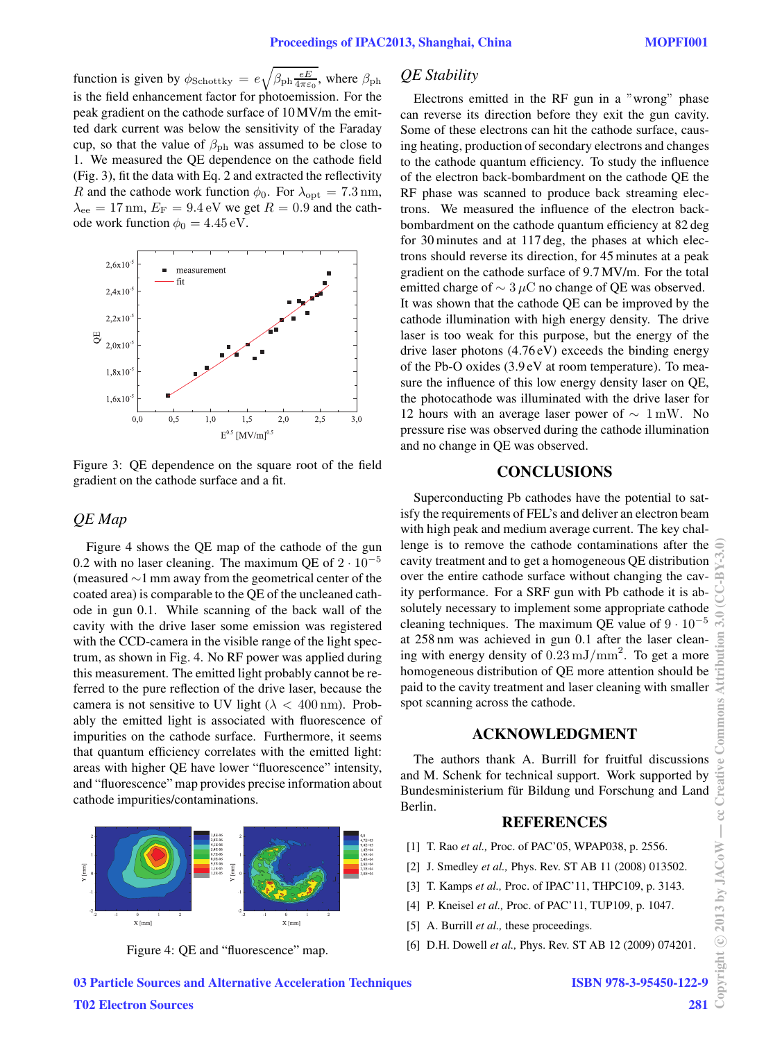function is given by $\phi_{\mathrm{Schottky}} = e\sqrt{\beta_{\mathrm{ph}}\frac{eE}{4\pi\varepsilon_0}}$, where $\beta_{\mathrm{ph}}$ is the field enhancement factor for photoemission. For the peak gradient on the cathode surface of 10 MV/m the emitted dark current was below the sensitivity of the Faraday cup, so that the value of $\beta_{\mathrm{ph}}$ was assumed to be close to 1. We measured the QE dependence on the cathode field (Fig. 3), fit the data with Eq. 2 and extracted the reflectivity $R$ and the cathode work function $\phi_0$. For $\lambda_{\mathrm{opt}} = 7.3\,\mathrm{nm}$, $\lambda_{\mathrm{ee}} = 17\,\mathrm{nm}$, $E_{\mathrm{F}} = 9.4\,\mathrm{eV}$ we get $R = 0.9$ and the cathode work function $\phi_0 = 4.45\,\mathrm{eV}$.

2,6x10$^{-5}$
2,4x10$^{-5}$
2,2x10$^{-5}$
2,0x10$^{-5}$
1,8x10$^{-5}$
1,6x10$^{-5}$
QE
0,0 0,5 1,0 1,5 2,0 2,5 3,0
E$^{0.5}$ [MV/m]$^{0.5}$
measurement
fit

Figure 3: QE dependence on the square root of the field gradient on the cathode surface and a fit.

### *QE Map*

Figure 4 shows the QE map of the cathode of the gun 0.2 with no laser cleaning. The maximum QE of $2 \cdot 10^{-5}$ (measured ~1 mm away from the geometrical center of the coated area) is comparable to the QE of the uncleaned cathode in gun 0.1. While scanning of the back wall of the cavity with the drive laser some emission was registered with the CCD-camera in the visible range of the light spectrum, as shown in Fig. 4. No RF power was applied during this measurement. The emitted light probably cannot be referred to the pure reflection of the drive laser, because the camera is not sensitive to UV light ($\lambda < 400\,\mathrm{nm}$). Probably the emitted light is associated with fluorescence of impurities on the cathode surface. Furthermore, it seems that quantum efficiency correlates with the emitted light: areas with higher QE have lower "fluorescence" intensity, and "fluorescence" map provides precise information about cathode impurities/contaminations.

Y [mm]
X [mm]

Figure 4: QE and "fluorescence" map.

### *QE Stability*

Electrons emitted in the RF gun in a "wrong" phase can reverse its direction before they exit the gun cavity. Some of these electrons can hit the cathode surface, causing heating, production of secondary electrons and changes to the cathode quantum efficiency. To study the influence of the electron back-bombardment on the cathode QE the RF phase was scanned to produce back streaming electrons. We measured the influence of the electron back-bombardment on the cathode quantum efficiency at 82 deg for 30 minutes and at 117 deg, the phases at which electrons should reverse its direction, for 45 minutes at a peak gradient on the cathode surface of 9.7 MV/m. For the total emitted charge of $\sim 3\,\mu\mathrm{C}$ no change of QE was observed. It was shown that the cathode QE can be improved by the cathode illumination with high energy density. The drive laser is too weak for this purpose, but the energy of the drive laser photons (4.76 eV) exceeds the binding energy of the Pb-O oxides (3.9 eV at room temperature). To measure the influence of this low energy density laser on QE, the photocathode was illuminated with the drive laser for 12 hours with an average laser power of $\sim 1\,\mathrm{mW}$. No pressure rise was observed during the cathode illumination and no change in QE was observed.

## CONCLUSIONS

Superconducting Pb cathodes have the potential to satisfy the requirements of FEL's and deliver an electron beam with high peak and medium average current. The key challenge is to remove the cathode contaminations after the cavity treatment and to get a homogeneous QE distribution over the entire cathode surface without changing the cavity performance. For a SRF gun with Pb cathode it is absolutely necessary to implement some appropriate cathode cleaning techniques. The maximum QE value of $9 \cdot 10^{-5}$ at 258 nm was achieved in gun 0.1 after the laser cleaning with energy density of $0.23\,\mathrm{mJ/mm^2}$. To get a more homogeneous distribution of QE more attention should be paid to the cavity treatment and laser cleaning with smaller spot scanning across the cathode.

## ACKNOWLEDGMENT

The authors thank A. Burrill for fruitful discussions and M. Schenk for technical support. Work supported by Bundesministerium für Bildung und Forschung and Land Berlin.

## REFERENCES

[1] T. Rao *et al.,* Proc. of PAC'05, WPAP038, p. 2556.

[2] J. Smedley *et al.,* Phys. Rev. ST AB 11 (2008) 013502.

[3] T. Kamps *et al.,* Proc. of IPAC'11, THPC109, p. 3143.

[4] P. Kneisel *et al.,* Proc. of PAC'11, TUP109, p. 1047.

[5] A. Burrill *et al.,* these proceedings.

[6] D.H. Dowell *et al.,* Phys. Rev. ST AB 12 (2009) 074201.